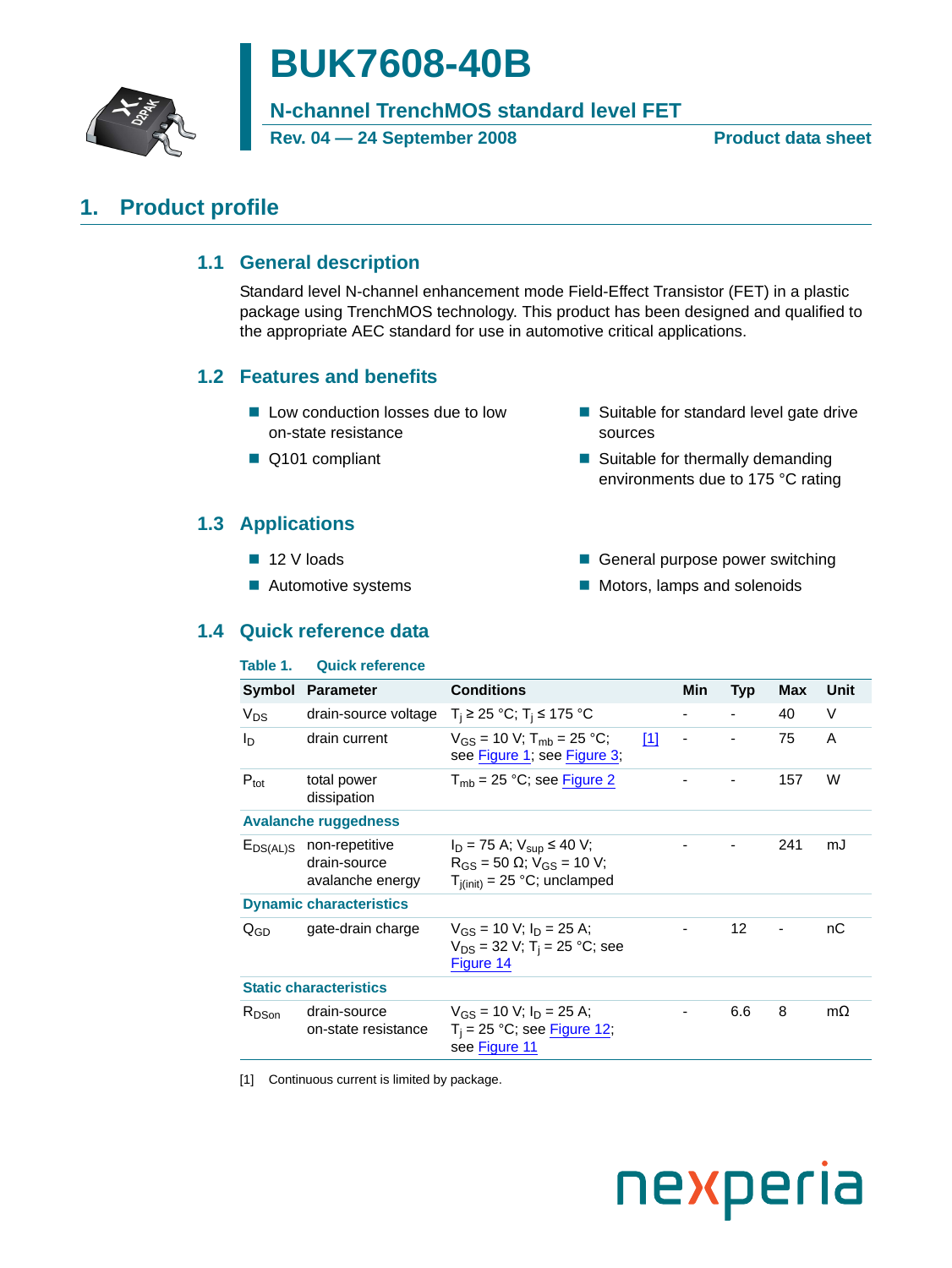# BUK7608-40B

## N-channel TrenchMOS standard level FET

**Rev. 04 — 24 September 2008** **Product data sheet**

## 1. Product profile

### 1.1 General description

Standard level N-channel enhancement mode Field-Effect Transistor (FET) in a plastic package using TrenchMOS technology. This product has been designed and qualified to the appropriate AEC standard for use in automotive critical applications.

### 1.2 Features and benefits

- Low conduction losses due to low on-state resistance
- Q101 compliant
- Suitable for standard level gate drive sources
- Suitable for thermally demanding environments due to 175 °C rating

### 1.3 Applications

- 12 V loads
- Automotive systems
- General purpose power switching
- Motors, lamps and solenoids

### 1.4 Quick reference data

**Table 1. Quick reference**

| Symbol | Parameter | Conditions | | Min | Typ | Max | Unit |
|---|---|---|---|---|---|---|---|
| $V_{DS}$ | drain-source voltage | $T_j \geq 25$ °C; $T_j \leq 175$ °C | | - | - | 40 | V |
| $I_D$ | drain current | $V_{GS} = 10$ V; $T_{mb} = 25$ °C; see Figure 1; see Figure 3; | [1] | - | - | 75 | A |
| $P_{tot}$ | total power dissipation | $T_{mb} = 25$ °C; see Figure 2 | | - | - | 157 | W |
| **Avalanche ruggedness** | | | | | | | |
| $E_{DS(AL)S}$ | non-repetitive drain-source avalanche energy | $I_D = 75$ A; $V_{sup} \leq 40$ V; $R_{GS} = 50$ Ω; $V_{GS} = 10$ V; $T_{j(init)} = 25$ °C; unclamped | | - | - | 241 | mJ |
| **Dynamic characteristics** | | | | | | | |
| $Q_{GD}$ | gate-drain charge | $V_{GS} = 10$ V; $I_D = 25$ A; $V_{DS} = 32$ V; $T_j = 25$ °C; see Figure 14 | | - | 12 | - | nC |
| **Static characteristics** | | | | | | | |
| $R_{DSon}$ | drain-source on-state resistance | $V_{GS} = 10$ V; $I_D = 25$ A; $T_j = 25$ °C; see Figure 12; see Figure 11 | | - | 6.6 | 8 | mΩ |

[1] Continuous current is limited by package.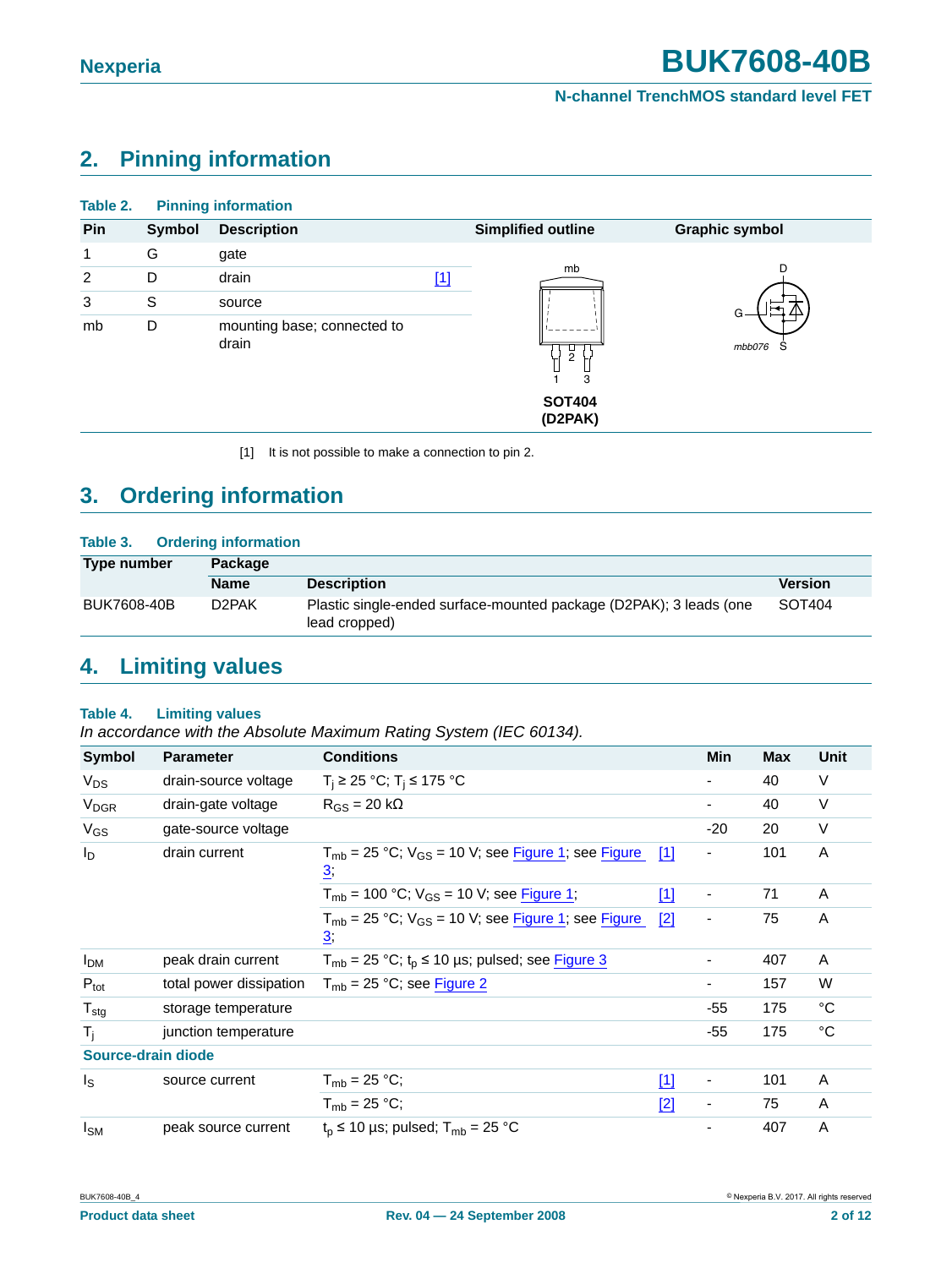## 2. Pinning information

**Table 2. Pinning information**

| Pin | Symbol | Description | Simplified outline | Graphic symbol |
|---|---|---|---|---|
| 1 | G | gate | SOT404 (D2PAK) | |
| 2 | D | drain [1] | | |
| 3 | S | source | | |
| mb | D | mounting base; connected to drain | | |

[1] It is not possible to make a connection to pin 2.

## 3. Ordering information

**Table 3. Ordering information**

| Type number | Package | | |
|---|---|---|---|
| | Name | Description | Version |
| BUK7608-40B | D2PAK | Plastic single-ended surface-mounted package (D2PAK); 3 leads (one lead cropped) | SOT404 |

## 4. Limiting values

**Table 4. Limiting values**

*In accordance with the Absolute Maximum Rating System (IEC 60134).*

| Symbol | Parameter | Conditions | | Min | Max | Unit |
|---|---|---|---|---|---|---|
| $V_{DS}$ | drain-source voltage | $T_j \geq 25$ °C; $T_j \leq 175$ °C | | - | 40 | V |
| $V_{DGR}$ | drain-gate voltage | $R_{GS} = 20$ kΩ | | - | 40 | V |
| $V_{GS}$ | gate-source voltage | | | -20 | 20 | V |
| $I_D$ | drain current | $T_{mb} = 25$ °C; $V_{GS} = 10$ V; see Figure 1; see Figure 3; | [1] | - | 101 | A |
| | | $T_{mb} = 100$ °C; $V_{GS} = 10$ V; see Figure 1; | [1] | - | 71 | A |
| | | $T_{mb} = 25$ °C; $V_{GS} = 10$ V; see Figure 1; see Figure 3; | [2] | - | 75 | A |
| $I_{DM}$ | peak drain current | $T_{mb} = 25$ °C; $t_p \leq 10$ µs; pulsed; see Figure 3 | | - | 407 | A |
| $P_{tot}$ | total power dissipation | $T_{mb} = 25$ °C; see Figure 2 | | - | 157 | W |
| $T_{stg}$ | storage temperature | | | -55 | 175 | °C |
| $T_j$ | junction temperature | | | -55 | 175 | °C |
| **Source-drain diode** | | | | | | |
| $I_S$ | source current | $T_{mb} = 25$ °C; | [1] | - | 101 | A |
| | | $T_{mb} = 25$ °C; | [2] | - | 75 | A |
| $I_{SM}$ | peak source current | $t_p \leq 10$ µs; pulsed; $T_{mb} = 25$ °C | | - | 407 | A |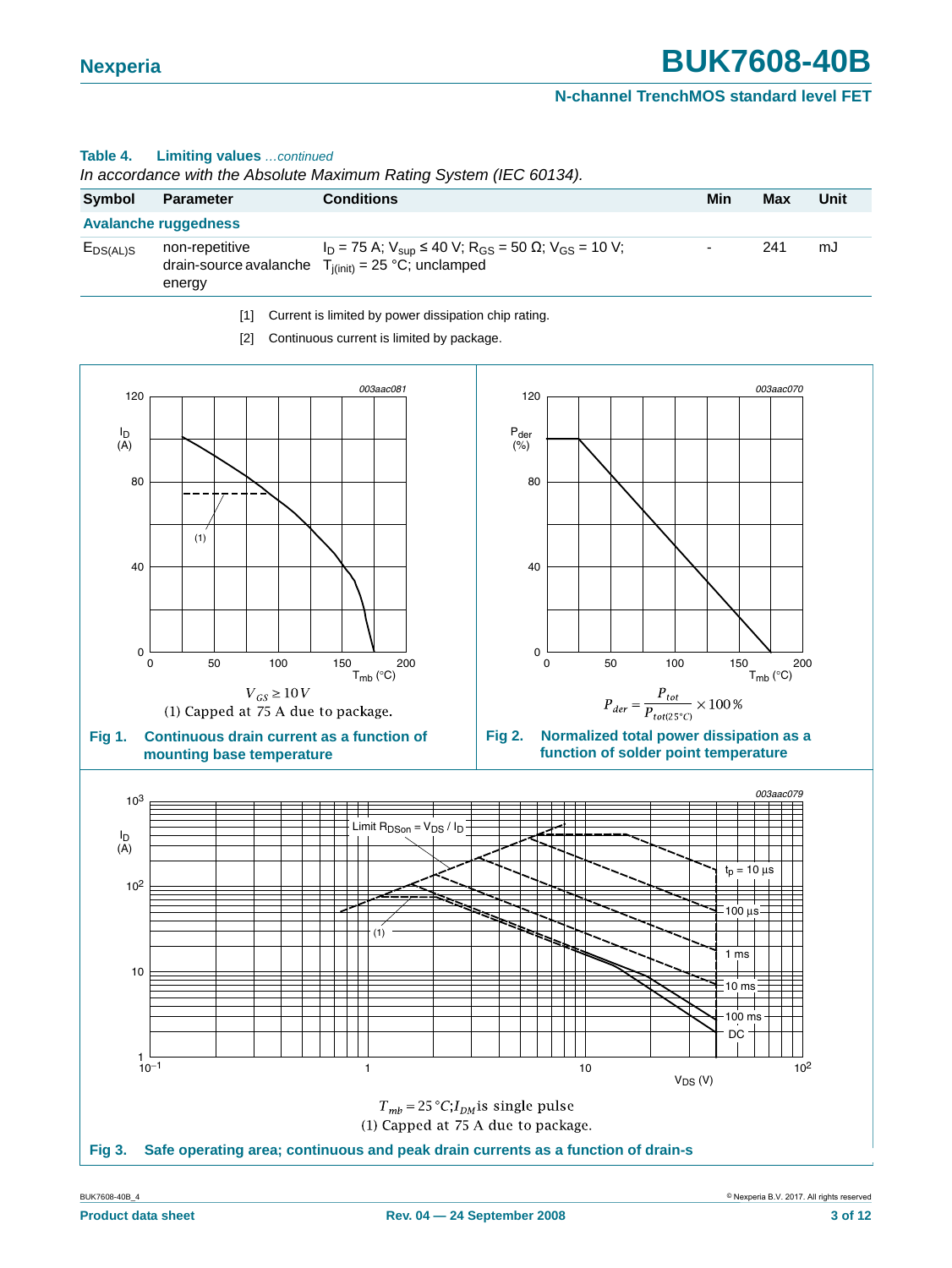**Table 4. Limiting values** *...continued*

*In accordance with the Absolute Maximum Rating System (IEC 60134).*

| Symbol | Parameter | Conditions | Min | Max | Unit |
|---|---|---|---|---|---|
| **Avalanche ruggedness** | | | | | |
| $E_{DS(AL)S}$ | non-repetitive drain-source avalanche energy | $I_D$ = 75 A; $V_{sup}$ ≤ 40 V; $R_{GS}$ = 50 Ω; $V_{GS}$ = 10 V; $T_{j(init)}$ = 25 °C; unclamped | - | 241 | mJ |

[1] Current is limited by power dissipation chip rating.

[2] Continuous current is limited by package.

$V_{GS} \geq 10\,V$

(1) Capped at 75 A due to package.

**Fig 1. Continuous drain current as a function of mounting base temperature**

$$P_{der} = \frac{P_{tot}}{P_{tot(25°C)}} \times 100\,\%$$

**Fig 2. Normalized total power dissipation as a function of solder point temperature**

$T_{mb} = 25\,°C$; $I_{DM}$ is single pulse

(1) Capped at 75 A due to package.

**Fig 3. Safe operating area; continuous and peak drain currents as a function of drain-s**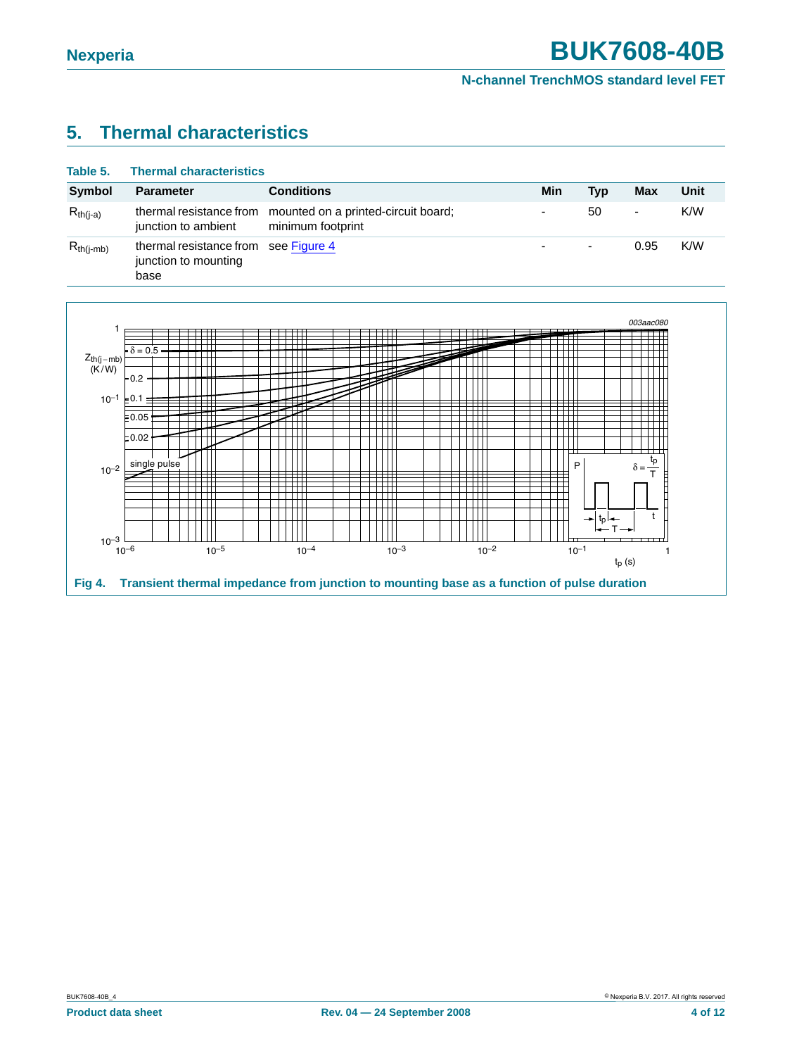## 5. Thermal characteristics

**Table 5. Thermal characteristics**

| Symbol | Parameter | Conditions | Min | Typ | Max | Unit |
|---|---|---|---|---|---|---|
| $R_{th(j-a)}$ | thermal resistance from junction to ambient | mounted on a printed-circuit board; minimum footprint | - | 50 | - | K/W |
| $R_{th(j-mb)}$ | thermal resistance from junction to mounting base | see Figure 4 | - | - | 0.95 | K/W |

Fig 4. Transient thermal impedance from junction to mounting base as a function of pulse duration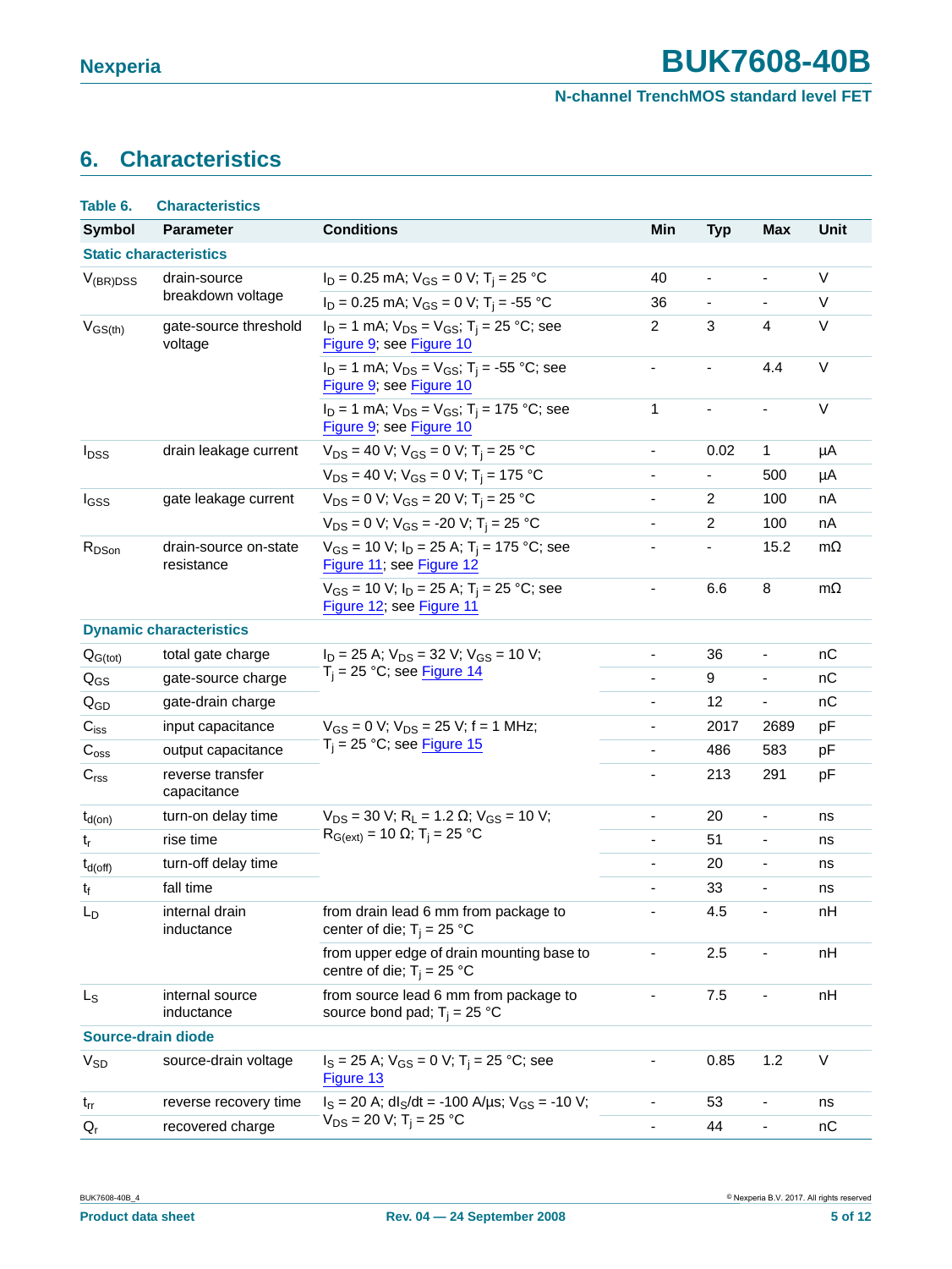## 6. Characteristics

**Table 6. Characteristics**

| Symbol | Parameter | Conditions | Min | Typ | Max | Unit |
|---|---|---|---|---|---|---|
| **Static characteristics** | | | | | | |
| $V_{(BR)DSS}$ | drain-source breakdown voltage | $I_D$ = 0.25 mA; $V_{GS}$ = 0 V; $T_j$ = 25 °C | 40 | - | - | V |
| | | $I_D$ = 0.25 mA; $V_{GS}$ = 0 V; $T_j$ = -55 °C | 36 | - | - | V |
| $V_{GS(th)}$ | gate-source threshold voltage | $I_D$ = 1 mA; $V_{DS}$ = $V_{GS}$; $T_j$ = 25 °C; see Figure 9; see Figure 10 | 2 | 3 | 4 | V |
| | | $I_D$ = 1 mA; $V_{DS}$ = $V_{GS}$; $T_j$ = -55 °C; see Figure 9; see Figure 10 | - | - | 4.4 | V |
| | | $I_D$ = 1 mA; $V_{DS}$ = $V_{GS}$; $T_j$ = 175 °C; see Figure 9; see Figure 10 | 1 | - | - | V |
| $I_{DSS}$ | drain leakage current | $V_{DS}$ = 40 V; $V_{GS}$ = 0 V; $T_j$ = 25 °C | - | 0.02 | 1 | µA |
| | | $V_{DS}$ = 40 V; $V_{GS}$ = 0 V; $T_j$ = 175 °C | - | - | 500 | µA |
| $I_{GSS}$ | gate leakage current | $V_{DS}$ = 0 V; $V_{GS}$ = 20 V; $T_j$ = 25 °C | - | 2 | 100 | nA |
| | | $V_{DS}$ = 0 V; $V_{GS}$ = -20 V; $T_j$ = 25 °C | - | 2 | 100 | nA |
| $R_{DSon}$ | drain-source on-state resistance | $V_{GS}$ = 10 V; $I_D$ = 25 A; $T_j$ = 175 °C; see Figure 11; see Figure 12 | - | - | 15.2 | mΩ |
| | | $V_{GS}$ = 10 V; $I_D$ = 25 A; $T_j$ = 25 °C; see Figure 12; see Figure 11 | - | 6.6 | 8 | mΩ |
| **Dynamic characteristics** | | | | | | |
| $Q_{G(tot)}$ | total gate charge | $I_D$ = 25 A; $V_{DS}$ = 32 V; $V_{GS}$ = 10 V; $T_j$ = 25 °C; see Figure 14 | - | 36 | - | nC |
| $Q_{GS}$ | gate-source charge | | - | 9 | - | nC |
| $Q_{GD}$ | gate-drain charge | | - | 12 | - | nC |
| $C_{iss}$ | input capacitance | $V_{GS}$ = 0 V; $V_{DS}$ = 25 V; f = 1 MHz; $T_j$ = 25 °C; see Figure 15 | - | 2017 | 2689 | pF |
| $C_{oss}$ | output capacitance | | - | 486 | 583 | pF |
| $C_{rss}$ | reverse transfer capacitance | | - | 213 | 291 | pF |
| $t_{d(on)}$ | turn-on delay time | $V_{DS}$ = 30 V; $R_L$ = 1.2 Ω; $V_{GS}$ = 10 V; $R_{G(ext)}$ = 10 Ω; $T_j$ = 25 °C | - | 20 | - | ns |
| $t_r$ | rise time | | - | 51 | - | ns |
| $t_{d(off)}$ | turn-off delay time | | - | 20 | - | ns |
| $t_f$ | fall time | | - | 33 | - | ns |
| $L_D$ | internal drain inductance | from drain lead 6 mm from package to center of die; $T_j$ = 25 °C | - | 4.5 | - | nH |
| | | from upper edge of drain mounting base to centre of die; $T_j$ = 25 °C | - | 2.5 | - | nH |
| $L_S$ | internal source inductance | from source lead 6 mm from package to source bond pad; $T_j$ = 25 °C | - | 7.5 | - | nH |
| **Source-drain diode** | | | | | | |
| $V_{SD}$ | source-drain voltage | $I_S$ = 25 A; $V_{GS}$ = 0 V; $T_j$ = 25 °C; see Figure 13 | - | 0.85 | 1.2 | V |
| $t_{rr}$ | reverse recovery time | $I_S$ = 20 A; $dI_S/dt$ = -100 A/µs; $V_{GS}$ = -10 V; $V_{DS}$ = 20 V; $T_j$ = 25 °C | - | 53 | - | ns |
| $Q_r$ | recovered charge | | - | 44 | - | nC |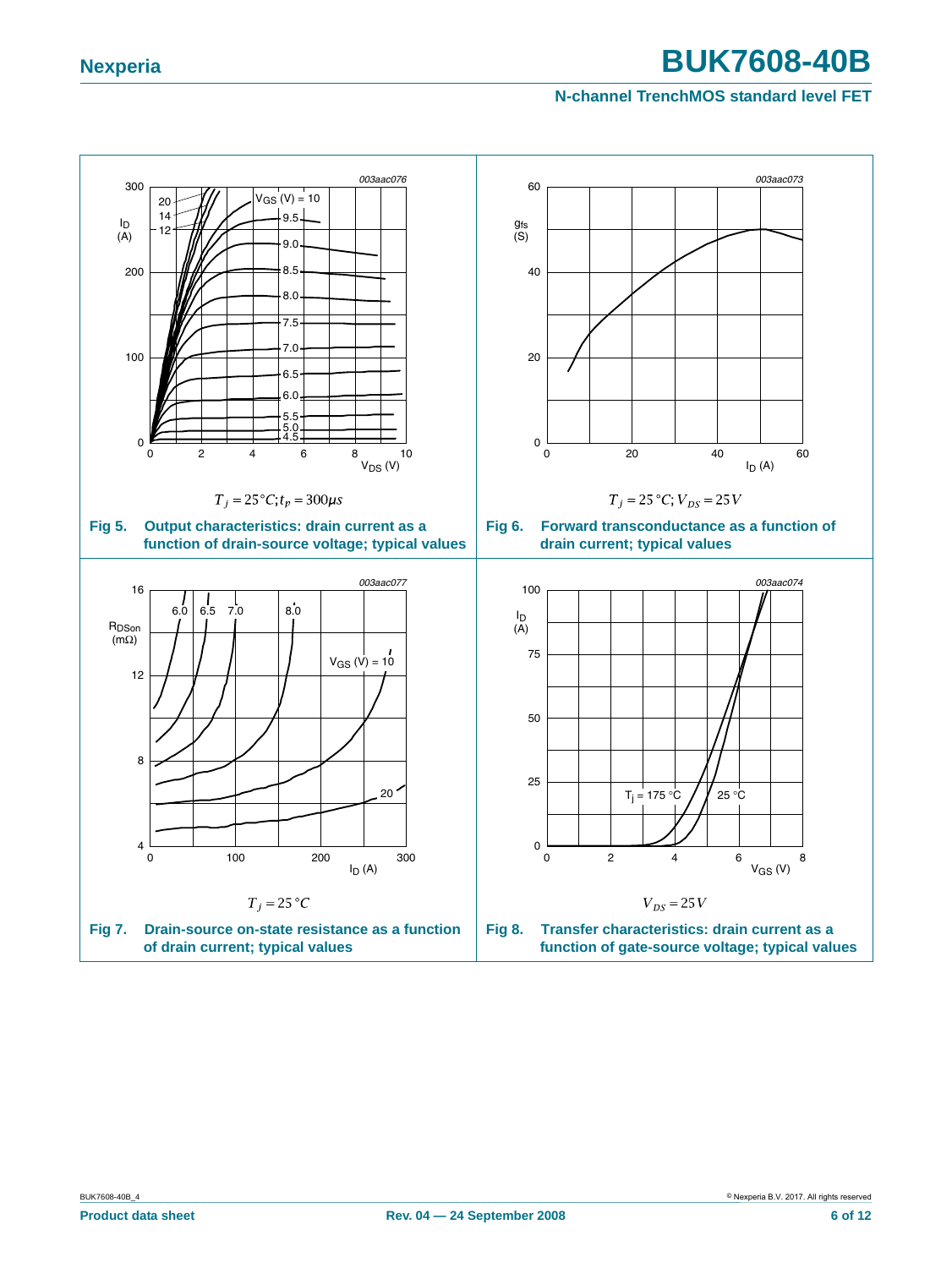$T_j = 25°C; t_p = 300 \mu s$

**Fig 5. Output characteristics: drain current as a function of drain-source voltage; typical values**

$T_j = 25\,°C; V_{DS} = 25\,V$

**Fig 6. Forward transconductance as a function of drain current; typical values**

$T_j = 25\,°C$

**Fig 7. Drain-source on-state resistance as a function of drain current; typical values**

$V_{DS} = 25\,V$

**Fig 8. Transfer characteristics: drain current as a function of gate-source voltage; typical values**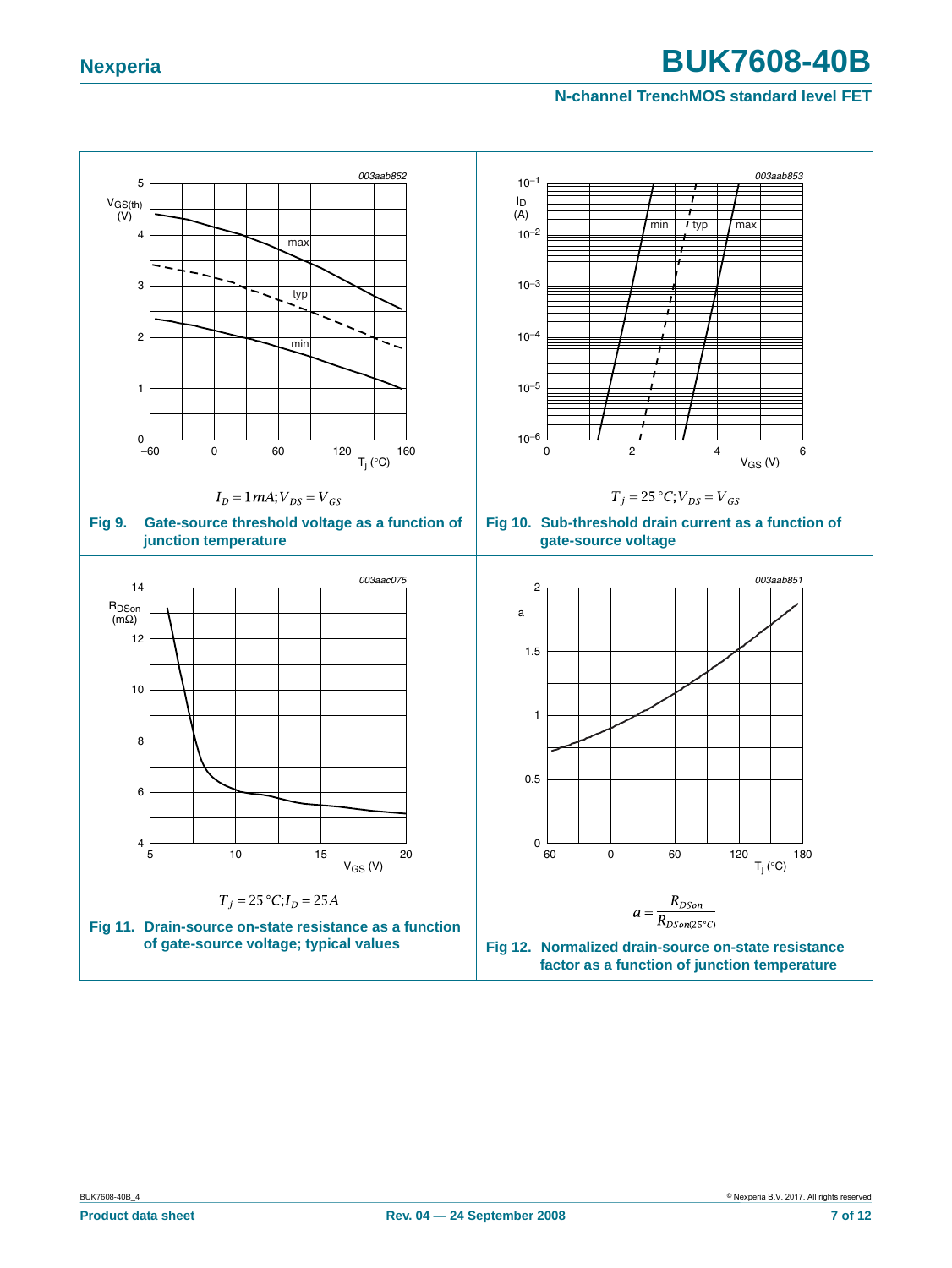$I_D = 1\,mA; V_{DS} = V_{GS}$

**Fig 9. Gate-source threshold voltage as a function of junction temperature**

$T_j = 25\,°C; V_{DS} = V_{GS}$

**Fig 10. Sub-threshold drain current as a function of gate-source voltage**

$T_j = 25\,°C; I_D = 25\,A$

**Fig 11. Drain-source on-state resistance as a function of gate-source voltage; typical values**

$$a = \frac{R_{DSon}}{R_{DSon(25°C)}}$$

**Fig 12. Normalized drain-source on-state resistance factor as a function of junction temperature**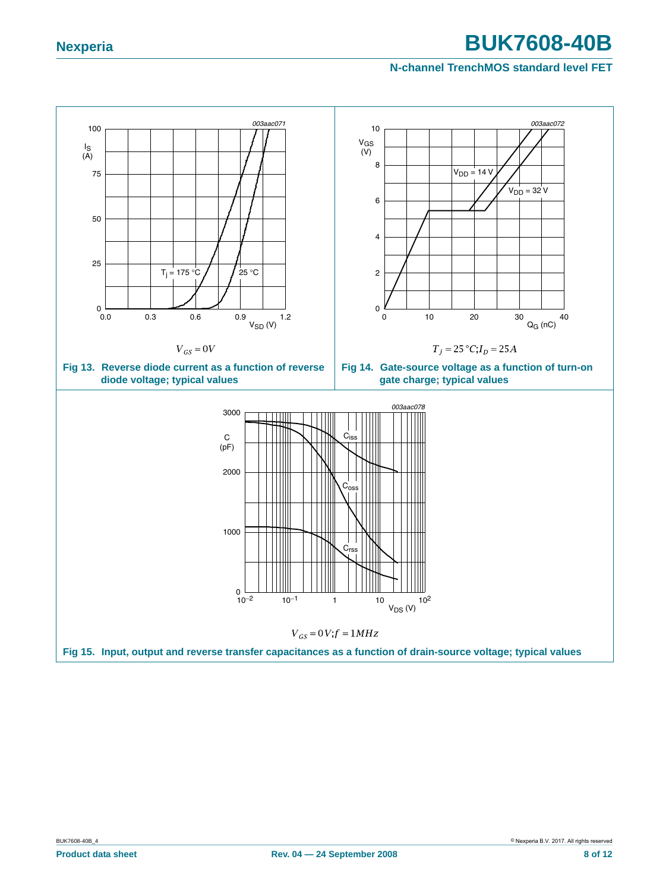$V_{GS} = 0V$

**Fig 13. Reverse diode current as a function of reverse diode voltage; typical values**

$T_j = 25\,°C; I_D = 25A$

**Fig 14. Gate-source voltage as a function of turn-on gate charge; typical values**

$V_{GS} = 0V; f = 1MHz$

**Fig 15. Input, output and reverse transfer capacitances as a function of drain-source voltage; typical values**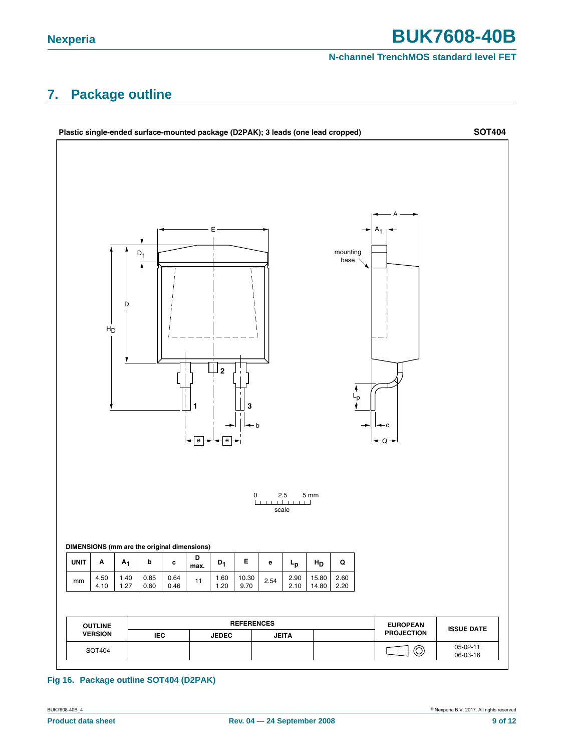## 7. Package outline

**Plastic single-ended surface-mounted package (D2PAK); 3 leads (one lead cropped)** **SOT404**

DIMENSIONS (mm are the original dimensions)

| UNIT | A | $A_1$ | b | c | D max. | $D_1$ | E | e | $L_p$ | $H_D$ | Q |
|---|---|---|---|---|---|---|---|---|---|---|---|
| mm | 4.50<br>4.10 | 1.40<br>1.27 | 0.85<br>0.60 | 0.64<br>0.46 | 11 | 1.60<br>1.20 | 10.30<br>9.70 | 2.54 | 2.90<br>2.10 | 15.80<br>14.80 | 2.60<br>2.20 |

| OUTLINE VERSION | REFERENCES | | | | EUROPEAN PROJECTION | ISSUE DATE |
|---|---|---|---|---|---|---|
| | IEC | JEDEC | JEITA | | | |
| SOT404 | | | | | | ~~05-02-11~~<br>06-03-16 |

**Fig 16. Package outline SOT404 (D2PAK)**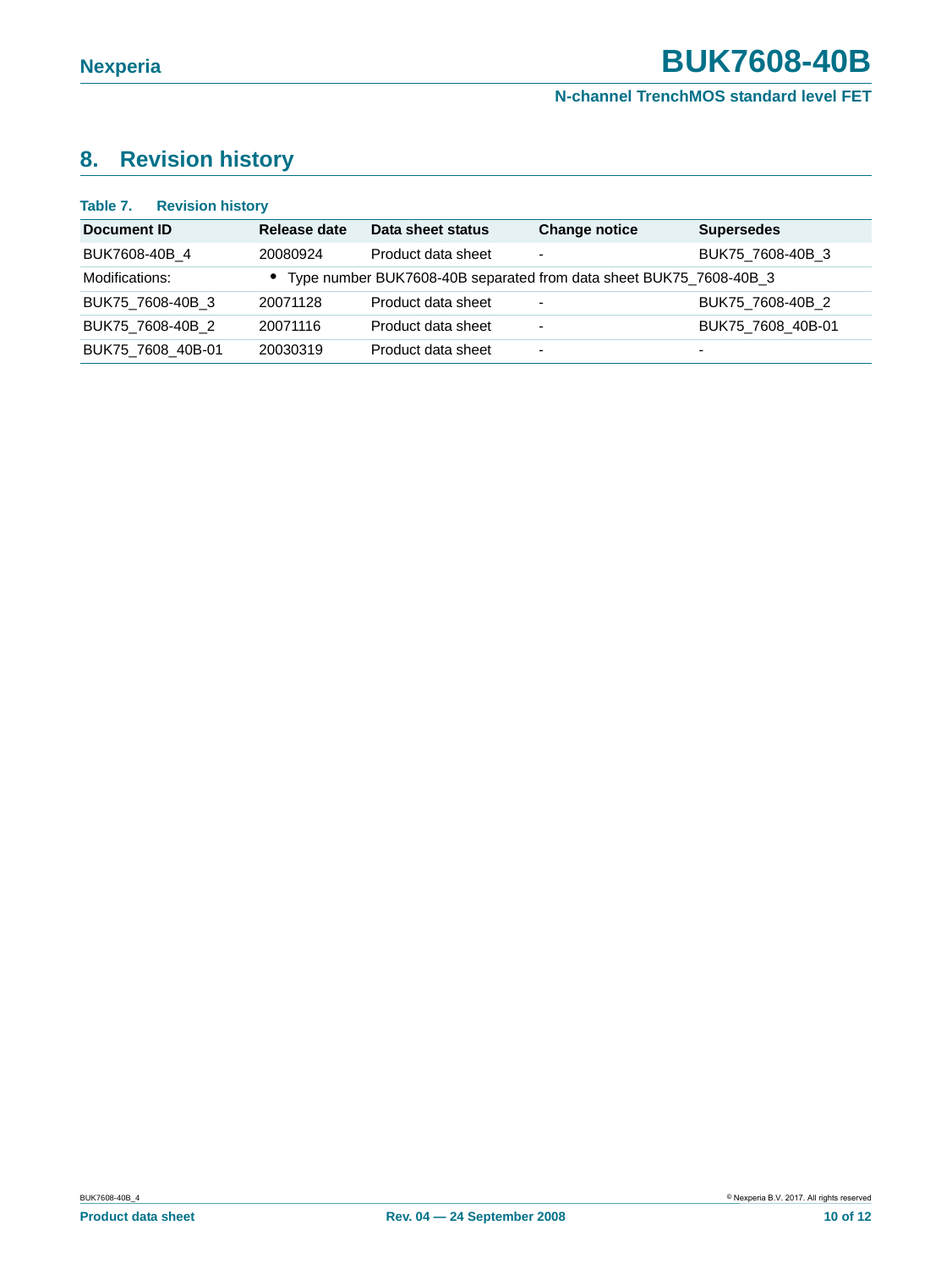## 8. Revision history

**Table 7. Revision history**

| Document ID | Release date | Data sheet status | Change notice | Supersedes |
|---|---|---|---|---|
| BUK7608-40B_4 | 20080924 | Product data sheet | - | BUK75_7608-40B_3 |
| Modifications: | • Type number BUK7608-40B separated from data sheet BUK75_7608-40B_3 | | | |
| BUK75_7608-40B_3 | 20071128 | Product data sheet | - | BUK75_7608-40B_2 |
| BUK75_7608-40B_2 | 20071116 | Product data sheet | - | BUK75_7608_40B-01 |
| BUK75_7608_40B-01 | 20030319 | Product data sheet | - | - |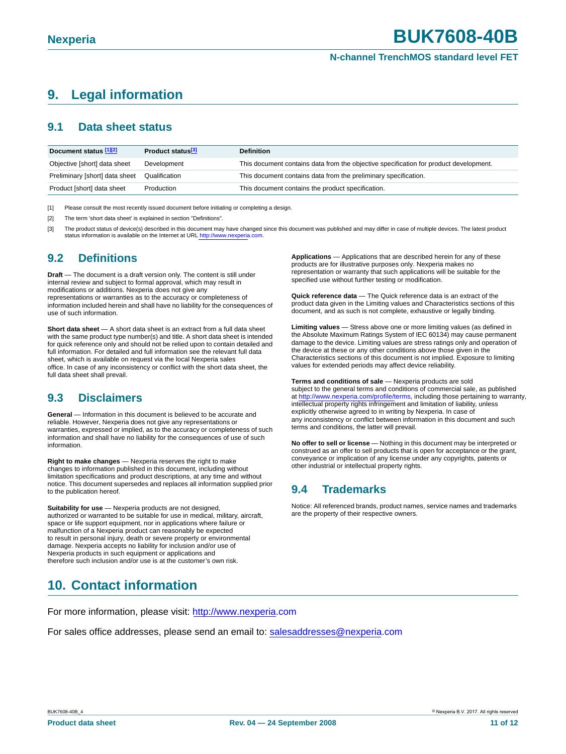# 9. Legal information

## 9.1 Data sheet status

| Document status [1][2] | Product status[3] | Definition |
|---|---|---|
| Objective [short] data sheet | Development | This document contains data from the objective specification for product development. |
| Preliminary [short] data sheet | Qualification | This document contains data from the preliminary specification. |
| Product [short] data sheet | Production | This document contains the product specification. |

[1] Please consult the most recently issued document before initiating or completing a design.

[2] The term 'short data sheet' is explained in section "Definitions".

[3] The product status of device(s) described in this document may have changed since this document was published and may differ in case of multiple devices. The latest product status information is available on the Internet at URL http://www.nexperia.com.

## 9.2 Definitions

**Draft** — The document is a draft version only. The content is still under internal review and subject to formal approval, which may result in modifications or additions. Nexperia does not give any representations or warranties as to the accuracy or completeness of information included herein and shall have no liability for the consequences of use of such information.

**Short data sheet** — A short data sheet is an extract from a full data sheet with the same product type number(s) and title. A short data sheet is intended for quick reference only and should not be relied upon to contain detailed and full information. For detailed and full information see the relevant full data sheet, which is available on request via the local Nexperia sales office. In case of any inconsistency or conflict with the short data sheet, the full data sheet shall prevail.

## 9.3 Disclaimers

**General** — Information in this document is believed to be accurate and reliable. However, Nexperia does not give any representations or warranties, expressed or implied, as to the accuracy or completeness of such information and shall have no liability for the consequences of use of such information.

**Right to make changes** — Nexperia reserves the right to make changes to information published in this document, including without limitation specifications and product descriptions, at any time and without notice. This document supersedes and replaces all information supplied prior to the publication hereof.

**Suitability for use** — Nexperia products are not designed, authorized or warranted to be suitable for use in medical, military, aircraft, space or life support equipment, nor in applications where failure or malfunction of a Nexperia product can reasonably be expected to result in personal injury, death or severe property or environmental damage. Nexperia accepts no liability for inclusion and/or use of Nexperia products in such equipment or applications and therefore such inclusion and/or use is at the customer's own risk.

**Applications** — Applications that are described herein for any of these products are for illustrative purposes only. Nexperia makes no representation or warranty that such applications will be suitable for the specified use without further testing or modification.

**Quick reference data** — The Quick reference data is an extract of the product data given in the Limiting values and Characteristics sections of this document, and as such is not complete, exhaustive or legally binding.

**Limiting values** — Stress above one or more limiting values (as defined in the Absolute Maximum Ratings System of IEC 60134) may cause permanent damage to the device. Limiting values are stress ratings only and operation of the device at these or any other conditions above those given in the Characteristics sections of this document is not implied. Exposure to limiting values for extended periods may affect device reliability.

**Terms and conditions of sale** — Nexperia products are sold subject to the general terms and conditions of commercial sale, as published at http://www.nexperia.com/profile/terms, including those pertaining to warranty, intellectual property rights infringement and limitation of liability, unless explicitly otherwise agreed to in writing by Nexperia. In case of any inconsistency or conflict between information in this document and such terms and conditions, the latter will prevail.

**No offer to sell or license** — Nothing in this document may be interpreted or construed as an offer to sell products that is open for acceptance or the grant, conveyance or implication of any license under any copyrights, patents or other industrial or intellectual property rights.

## 9.4 Trademarks

Notice: All referenced brands, product names, service names and trademarks are the property of their respective owners.

# 10. Contact information

For more information, please visit: http://www.nexperia.com

For sales office addresses, please send an email to: salesaddresses@nexperia.com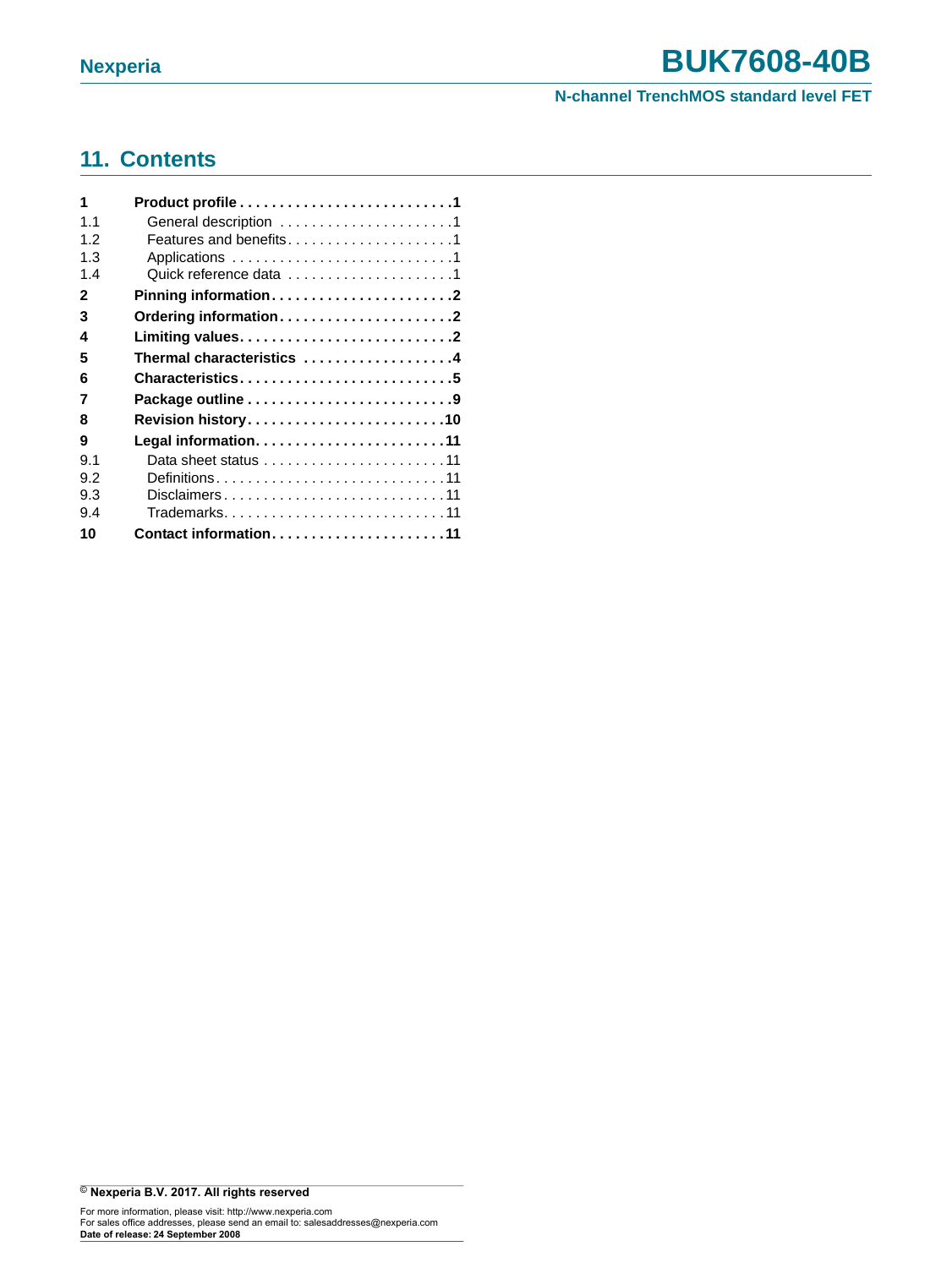## 11. Contents

| | | |
|---|---|---|
| **1** | **Product profile** | **1** |
| 1.1 | General description | 1 |
| 1.2 | Features and benefits | 1 |
| 1.3 | Applications | 1 |
| 1.4 | Quick reference data | 1 |
| **2** | **Pinning information** | **2** |
| **3** | **Ordering information** | **2** |
| **4** | **Limiting values** | **2** |
| **5** | **Thermal characteristics** | **4** |
| **6** | **Characteristics** | **5** |
| **7** | **Package outline** | **9** |
| **8** | **Revision history** | **10** |
| **9** | **Legal information** | **11** |
| 9.1 | Data sheet status | 11 |
| 9.2 | Definitions | 11 |
| 9.3 | Disclaimers | 11 |
| 9.4 | Trademarks | 11 |
| **10** | **Contact information** | **11** |

© **Nexperia B.V. 2017. All rights reserved**

For more information, please visit: http://www.nexperia.com
For sales office addresses, please send an email to: salesaddresses@nexperia.com
**Date of release: 24 September 2008**